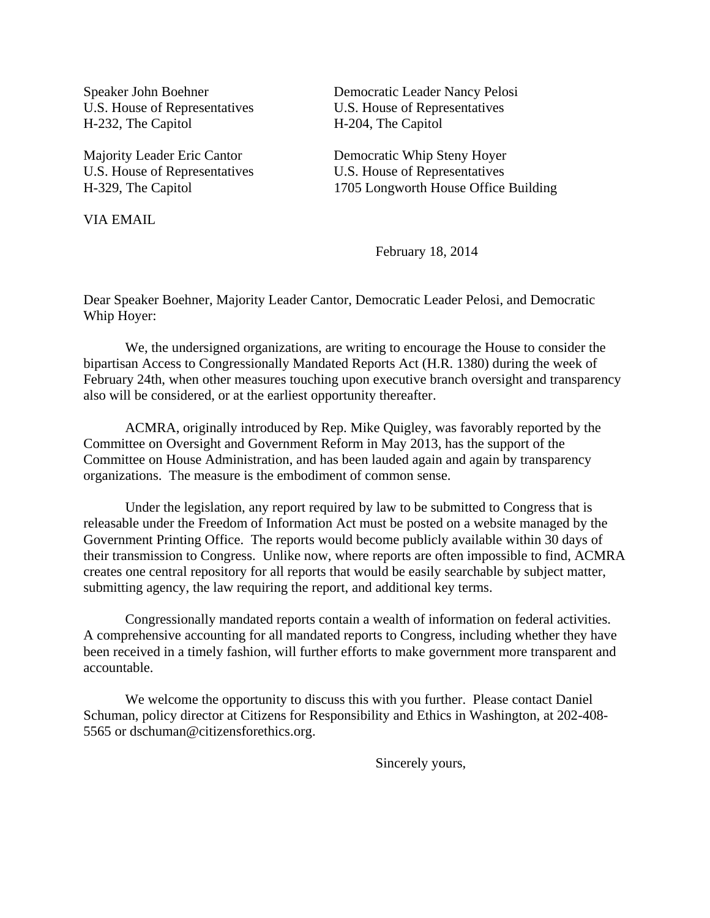Speaker John Boehner
U.S. House of Representatives
H-232, The Capitol

Democratic Leader Nancy Pelosi
U.S. House of Representatives
H-204, The Capitol

Majority Leader Eric Cantor
U.S. House of Representatives
H-329, The Capitol

Democratic Whip Steny Hoyer
U.S. House of Representatives
1705 Longworth House Office Building

VIA EMAIL

February 18, 2014

Dear Speaker Boehner, Majority Leader Cantor, Democratic Leader Pelosi, and Democratic Whip Hoyer:

We, the undersigned organizations, are writing to encourage the House to consider the bipartisan Access to Congressionally Mandated Reports Act (H.R. 1380) during the week of February 24th, when other measures touching upon executive branch oversight and transparency also will be considered, or at the earliest opportunity thereafter.

ACMRA, originally introduced by Rep. Mike Quigley, was favorably reported by the Committee on Oversight and Government Reform in May 2013, has the support of the Committee on House Administration, and has been lauded again and again by transparency organizations. The measure is the embodiment of common sense.

Under the legislation, any report required by law to be submitted to Congress that is releasable under the Freedom of Information Act must be posted on a website managed by the Government Printing Office. The reports would become publicly available within 30 days of their transmission to Congress. Unlike now, where reports are often impossible to find, ACMRA creates one central repository for all reports that would be easily searchable by subject matter, submitting agency, the law requiring the report, and additional key terms.

Congressionally mandated reports contain a wealth of information on federal activities. A comprehensive accounting for all mandated reports to Congress, including whether they have been received in a timely fashion, will further efforts to make government more transparent and accountable.

We welcome the opportunity to discuss this with you further. Please contact Daniel Schuman, policy director at Citizens for Responsibility and Ethics in Washington, at 202-408-5565 or dschuman@citizensforethics.org.

Sincerely yours,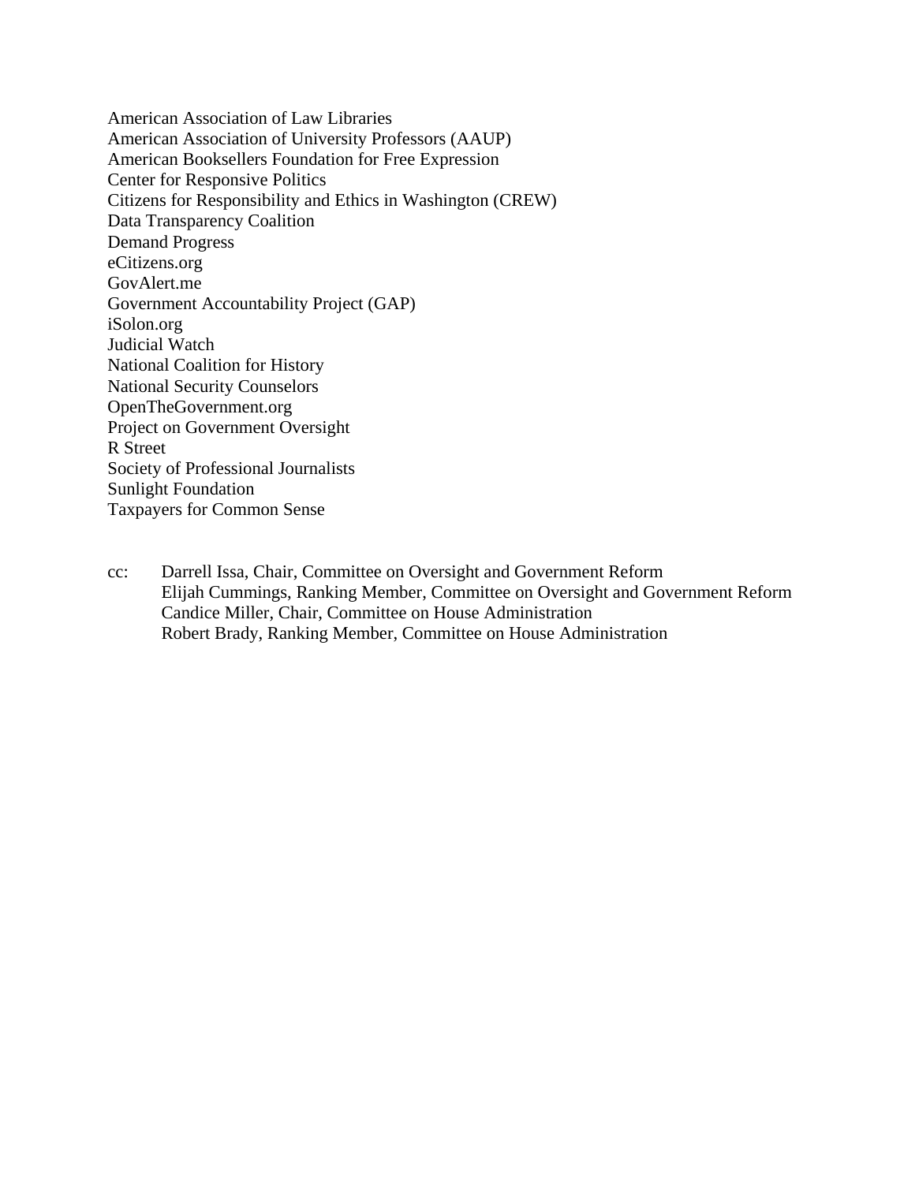American Association of Law Libraries
American Association of University Professors (AAUP)
American Booksellers Foundation for Free Expression
Center for Responsive Politics
Citizens for Responsibility and Ethics in Washington (CREW)
Data Transparency Coalition
Demand Progress
eCitizens.org
GovAlert.me
Government Accountability Project (GAP)
iSolon.org
Judicial Watch
National Coalition for History
National Security Counselors
OpenTheGovernment.org
Project on Government Oversight
R Street
Society of Professional Journalists
Sunlight Foundation
Taxpayers for Common Sense

cc: Darrell Issa, Chair, Committee on Oversight and Government Reform
Elijah Cummings, Ranking Member, Committee on Oversight and Government Reform
Candice Miller, Chair, Committee on House Administration
Robert Brady, Ranking Member, Committee on House Administration